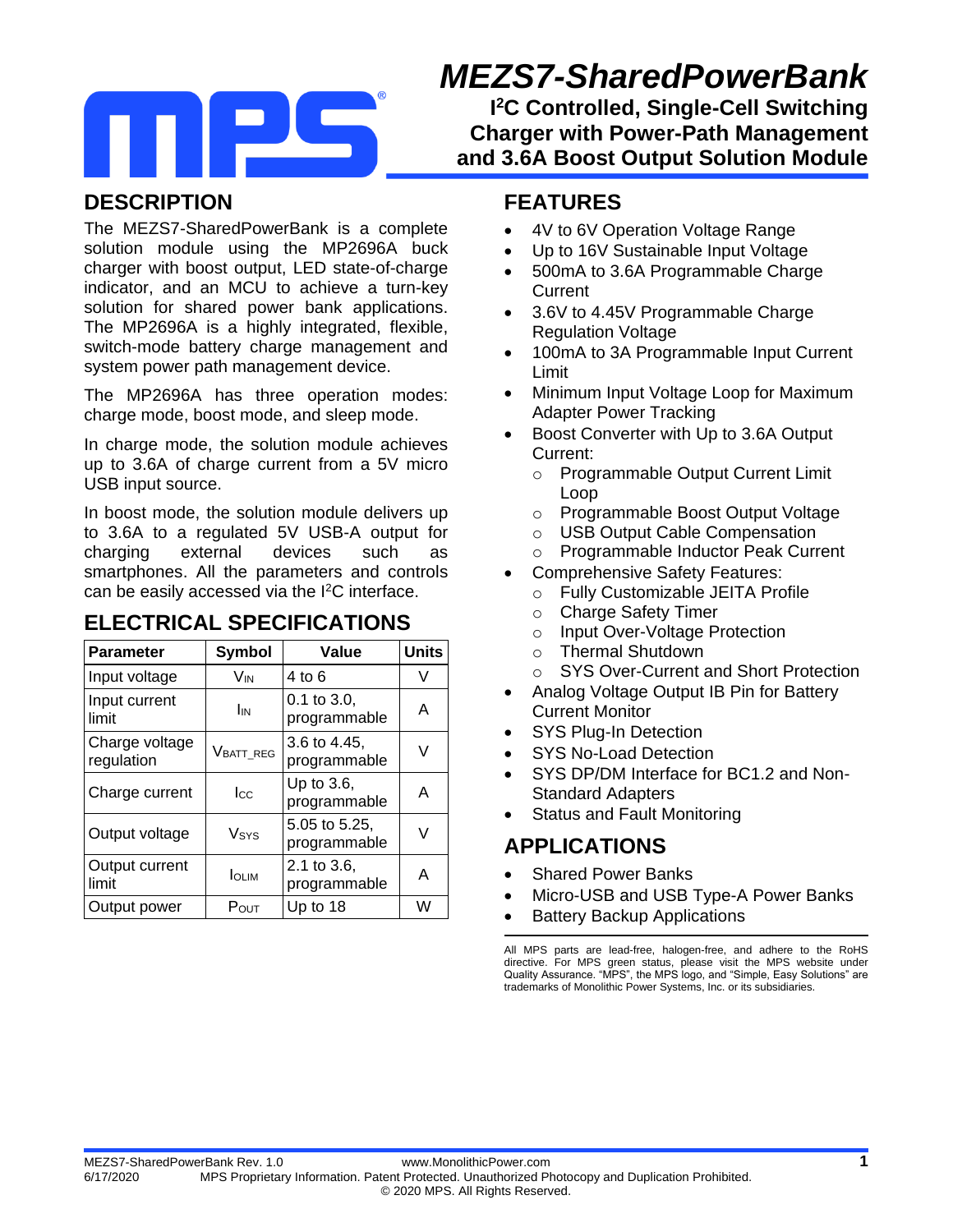# MEZS7-SharedPowerBank

## I²C Controlled, Single-Cell Switching Charger with Power-Path Management and 3.6A Boost Output Solution Module

## DESCRIPTION

The MEZS7-SharedPowerBank is a complete solution module using the MP2696A buck charger with boost output, LED state-of-charge indicator, and an MCU to achieve a turn-key solution for shared power bank applications. The MP2696A is a highly integrated, flexible, switch-mode battery charge management and system power path management device.

The MP2696A has three operation modes: charge mode, boost mode, and sleep mode.

In charge mode, the solution module achieves up to 3.6A of charge current from a 5V micro USB input source.

In boost mode, the solution module delivers up to 3.6A to a regulated 5V USB-A output for charging external devices such as smartphones. All the parameters and controls can be easily accessed via the I²C interface.

## ELECTRICAL SPECIFICATIONS

| Parameter | Symbol | Value | Units |
|---|---|---|---|
| Input voltage | $V_{IN}$ | 4 to 6 | V |
| Input current limit | $I_{IN}$ | 0.1 to 3.0, programmable | A |
| Charge voltage regulation | $V_{BATT\_REG}$ | 3.6 to 4.45, programmable | V |
| Charge current | $I_{CC}$ | Up to 3.6, programmable | A |
| Output voltage | $V_{SYS}$ | 5.05 to 5.25, programmable | V |
| Output current limit | $I_{OLIM}$ | 2.1 to 3.6, programmable | A |
| Output power | $P_{OUT}$ | Up to 18 | W |

## FEATURES

- 4V to 6V Operation Voltage Range
- Up to 16V Sustainable Input Voltage
- 500mA to 3.6A Programmable Charge Current
- 3.6V to 4.45V Programmable Charge Regulation Voltage
- 100mA to 3A Programmable Input Current Limit
- Minimum Input Voltage Loop for Maximum Adapter Power Tracking
- Boost Converter with Up to 3.6A Output Current:
  - Programmable Output Current Limit Loop
  - Programmable Boost Output Voltage
  - USB Output Cable Compensation
  - Programmable Inductor Peak Current
- Comprehensive Safety Features:
  - Fully Customizable JEITA Profile
  - Charge Safety Timer
  - Input Over-Voltage Protection
  - Thermal Shutdown
  - SYS Over-Current and Short Protection
- Analog Voltage Output IB Pin for Battery Current Monitor
- SYS Plug-In Detection
- SYS No-Load Detection
- SYS DP/DM Interface for BC1.2 and Non-Standard Adapters
- Status and Fault Monitoring

## APPLICATIONS

- Shared Power Banks
- Micro-USB and USB Type-A Power Banks
- Battery Backup Applications

All MPS parts are lead-free, halogen-free, and adhere to the RoHS directive. For MPS green status, please visit the MPS website under Quality Assurance. "MPS", the MPS logo, and "Simple, Easy Solutions" are trademarks of Monolithic Power Systems, Inc. or its subsidiaries.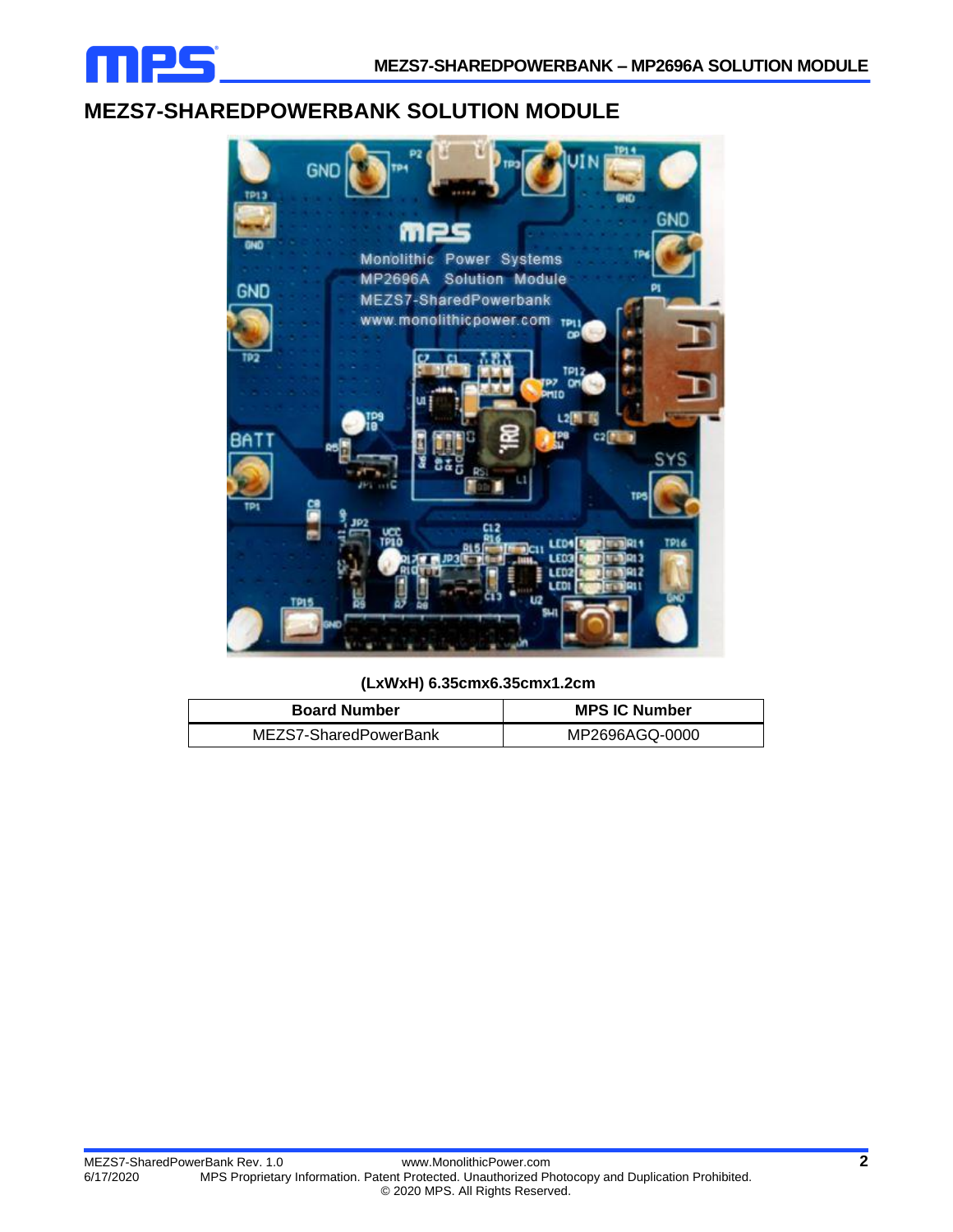# MEZS7-SHAREDPOWERBANK SOLUTION MODULE

**(LxWxH) 6.35cmx6.35cmx1.2cm**

| Board Number | MPS IC Number |
|---|---|
| MEZS7-SharedPowerBank | MP2696AGQ-0000 |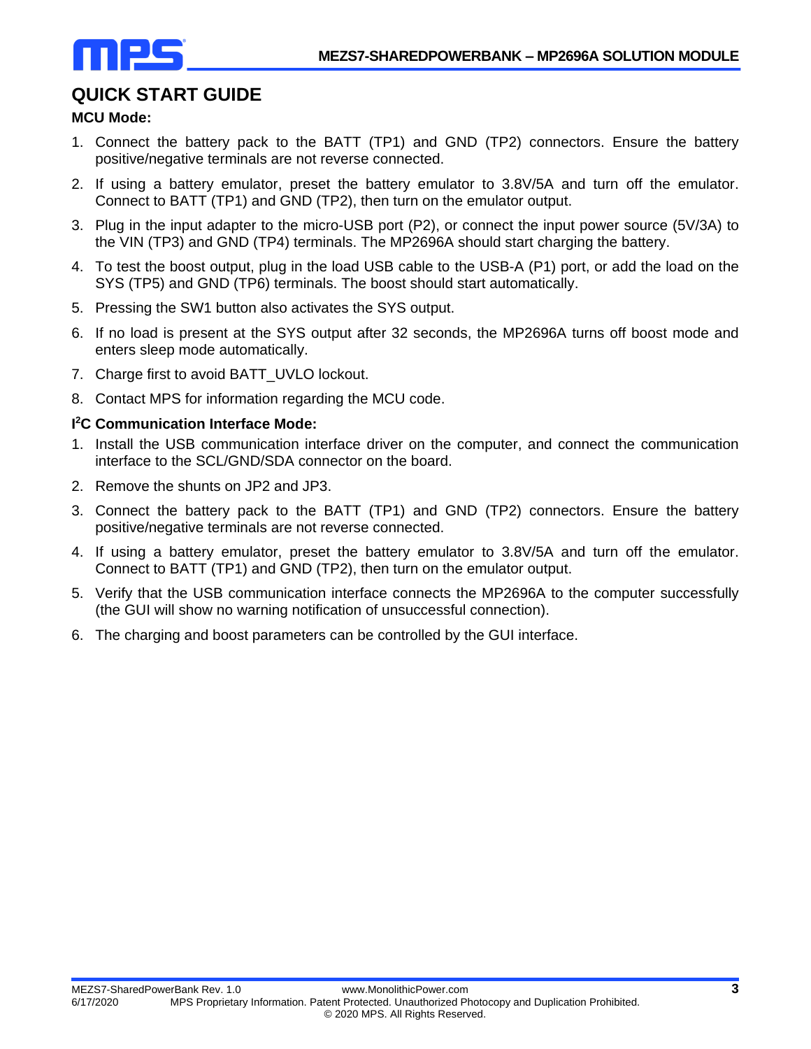# QUICK START GUIDE

**MCU Mode:**

1. Connect the battery pack to the BATT (TP1) and GND (TP2) connectors. Ensure the battery positive/negative terminals are not reverse connected.
2. If using a battery emulator, preset the battery emulator to 3.8V/5A and turn off the emulator. Connect to BATT (TP1) and GND (TP2), then turn on the emulator output.
3. Plug in the input adapter to the micro-USB port (P2), or connect the input power source (5V/3A) to the VIN (TP3) and GND (TP4) terminals. The MP2696A should start charging the battery.
4. To test the boost output, plug in the load USB cable to the USB-A (P1) port, or add the load on the SYS (TP5) and GND (TP6) terminals. The boost should start automatically.
5. Pressing the SW1 button also activates the SYS output.
6. If no load is present at the SYS output after 32 seconds, the MP2696A turns off boost mode and enters sleep mode automatically.
7. Charge first to avoid BATT_UVLO lockout.
8. Contact MPS for information regarding the MCU code.

**I²C Communication Interface Mode:**

1. Install the USB communication interface driver on the computer, and connect the communication interface to the SCL/GND/SDA connector on the board.
2. Remove the shunts on JP2 and JP3.
3. Connect the battery pack to the BATT (TP1) and GND (TP2) connectors. Ensure the battery positive/negative terminals are not reverse connected.
4. If using a battery emulator, preset the battery emulator to 3.8V/5A and turn off the emulator. Connect to BATT (TP1) and GND (TP2), then turn on the emulator output.
5. Verify that the USB communication interface connects the MP2696A to the computer successfully (the GUI will show no warning notification of unsuccessful connection).
6. The charging and boost parameters can be controlled by the GUI interface.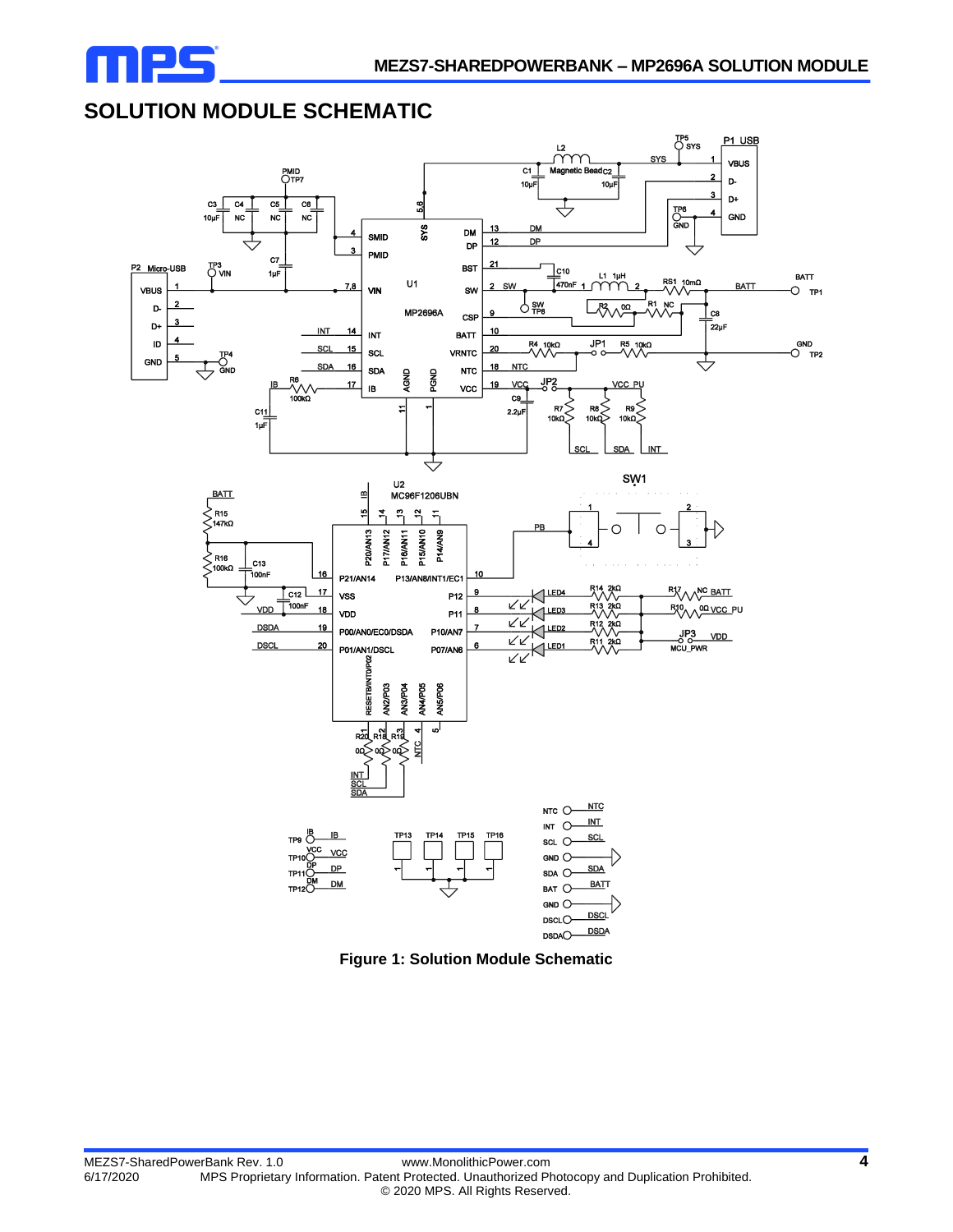## SOLUTION MODULE SCHEMATIC

Figure 1: Solution Module Schematic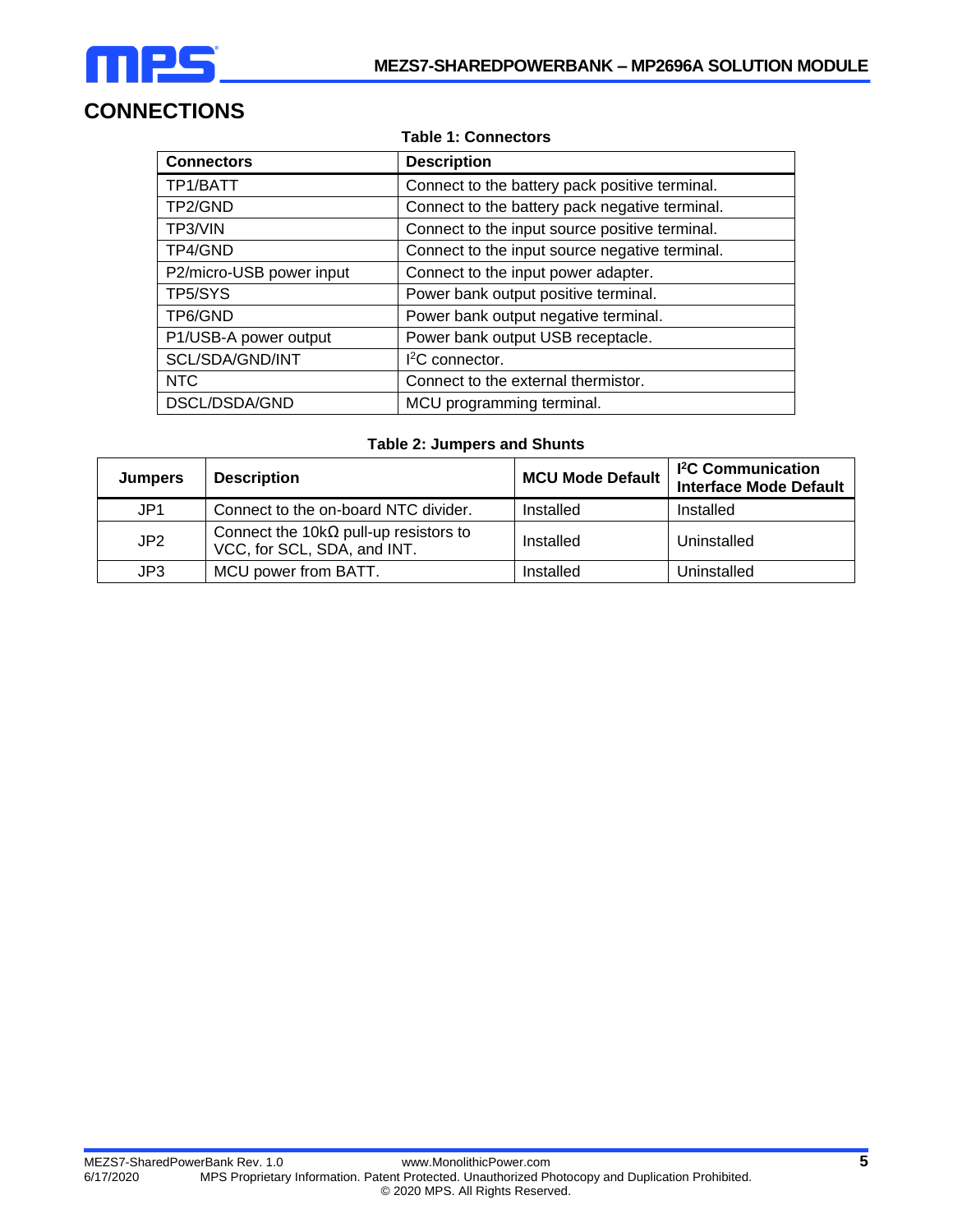## CONNECTIONS

**Table 1: Connectors**

| Connectors | Description |
|---|---|
| TP1/BATT | Connect to the battery pack positive terminal. |
| TP2/GND | Connect to the battery pack negative terminal. |
| TP3/VIN | Connect to the input source positive terminal. |
| TP4/GND | Connect to the input source negative terminal. |
| P2/micro-USB power input | Connect to the input power adapter. |
| TP5/SYS | Power bank output positive terminal. |
| TP6/GND | Power bank output negative terminal. |
| P1/USB-A power output | Power bank output USB receptacle. |
| SCL/SDA/GND/INT | $I^2C$ connector. |
| NTC | Connect to the external thermistor. |
| DSCL/DSDA/GND | MCU programming terminal. |

**Table 2: Jumpers and Shunts**

| Jumpers | Description | MCU Mode Default | $I^2C$ Communication Interface Mode Default |
|---|---|---|---|
| JP1 | Connect to the on-board NTC divider. | Installed | Installed |
| JP2 | Connect the 10kΩ pull-up resistors to VCC, for SCL, SDA, and INT. | Installed | Uninstalled |
| JP3 | MCU power from BATT. | Installed | Uninstalled |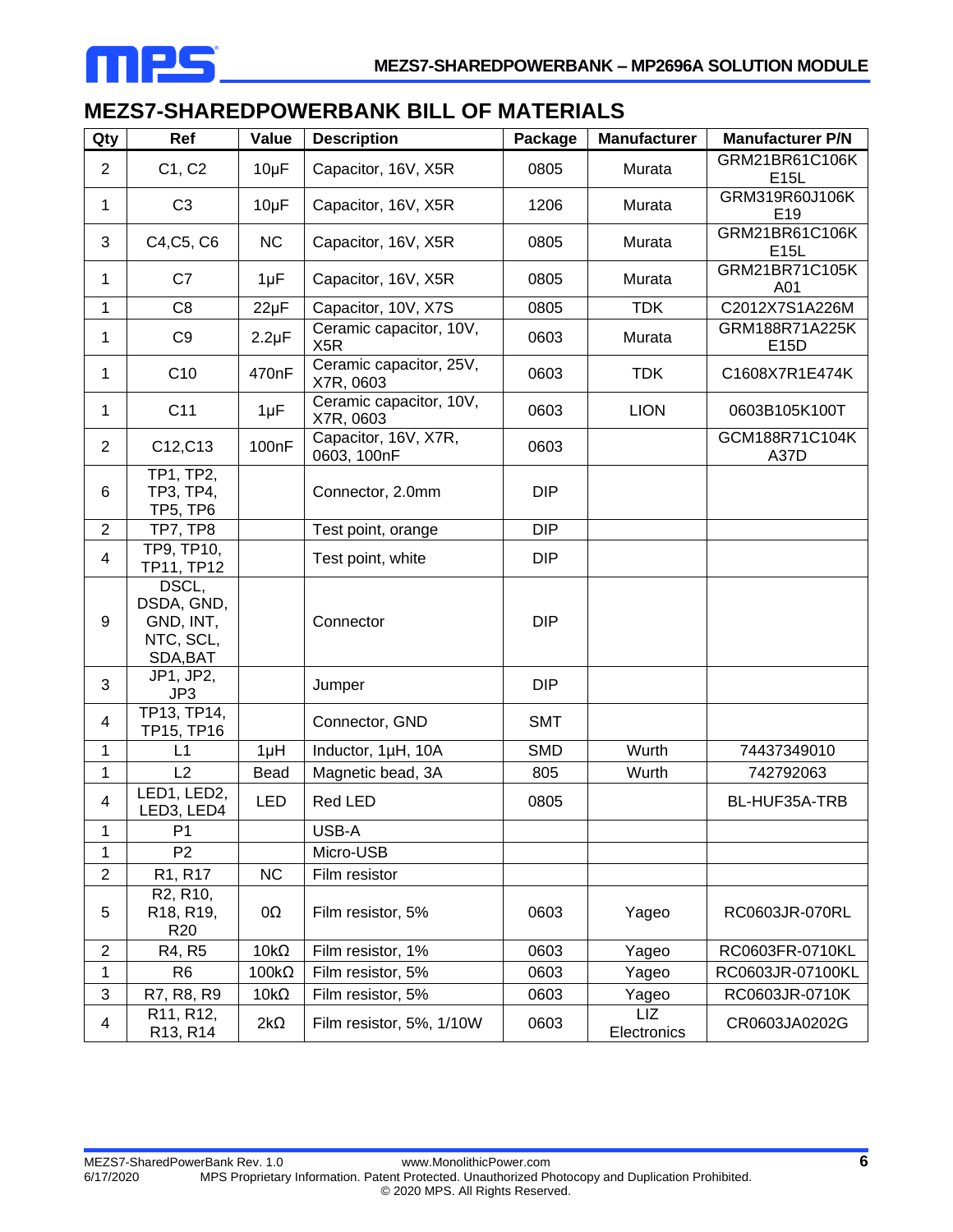## MEZS7-SHAREDPOWERBANK BILL OF MATERIALS

| Qty | Ref | Value | Description | Package | Manufacturer | Manufacturer P/N |
|---|---|---|---|---|---|---|
| 2 | C1, C2 | 10µF | Capacitor, 16V, X5R | 0805 | Murata | GRM21BR61C106KE15L |
| 1 | C3 | 10µF | Capacitor, 16V, X5R | 1206 | Murata | GRM319R60J106KE19 |
| 3 | C4,C5, C6 | NC | Capacitor, 16V, X5R | 0805 | Murata | GRM21BR61C106KE15L |
| 1 | C7 | 1µF | Capacitor, 16V, X5R | 0805 | Murata | GRM21BR71C105KA01 |
| 1 | C8 | 22µF | Capacitor, 10V, X7S | 0805 | TDK | C2012X7S1A226M |
| 1 | C9 | 2.2µF | Ceramic capacitor, 10V, X5R | 0603 | Murata | GRM188R71A225KE15D |
| 1 | C10 | 470nF | Ceramic capacitor, 25V, X7R, 0603 | 0603 | TDK | C1608X7R1E474K |
| 1 | C11 | 1µF | Ceramic capacitor, 10V, X7R, 0603 | 0603 | LION | 0603B105K100T |
| 2 | C12,C13 | 100nF | Capacitor, 16V, X7R, 0603, 100nF | 0603 | | GCM188R71C104KA37D |
| 6 | TP1, TP2, TP3, TP4, TP5, TP6 | | Connector, 2.0mm | DIP | | |
| 2 | TP7, TP8 | | Test point, orange | DIP | | |
| 4 | TP9, TP10, TP11, TP12 | | Test point, white | DIP | | |
| 9 | DSCL, DSDA, GND, GND, INT, NTC, SCL, SDA,BAT | | Connector | DIP | | |
| 3 | JP1, JP2, JP3 | | Jumper | DIP | | |
| 4 | TP13, TP14, TP15, TP16 | | Connector, GND | SMT | | |
| 1 | L1 | 1µH | Inductor, 1µH, 10A | SMD | Wurth | 74437349010 |
| 1 | L2 | Bead | Magnetic bead, 3A | 805 | Wurth | 742792063 |
| 4 | LED1, LED2, LED3, LED4 | LED | Red LED | 0805 | | BL-HUF35A-TRB |
| 1 | P1 | | USB-A | | | |
| 1 | P2 | | Micro-USB | | | |
| 2 | R1, R17 | NC | Film resistor | | | |
| 5 | R2, R10, R18, R19, R20 | 0Ω | Film resistor, 5% | 0603 | Yageo | RC0603JR-070RL |
| 2 | R4, R5 | 10kΩ | Film resistor, 1% | 0603 | Yageo | RC0603FR-0710KL |
| 1 | R6 | 100kΩ | Film resistor, 5% | 0603 | Yageo | RC0603JR-07100KL |
| 3 | R7, R8, R9 | 10kΩ | Film resistor, 5% | 0603 | Yageo | RC0603JR-0710K |
| 4 | R11, R12, R13, R14 | 2kΩ | Film resistor, 5%, 1/10W | 0603 | LIZ Electronics | CR0603JA0202G |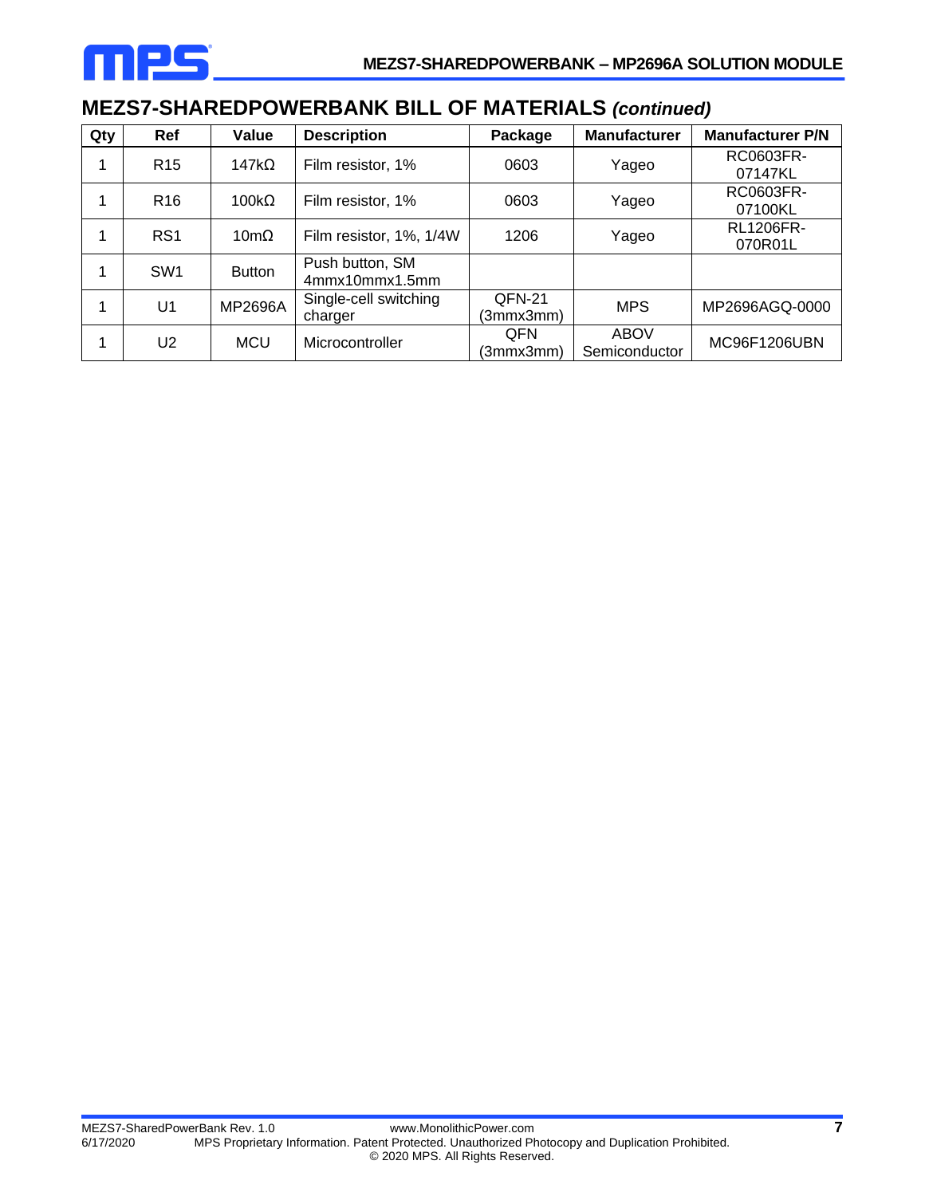## MEZS7-SHAREDPOWERBANK BILL OF MATERIALS *(continued)*

| Qty | Ref | Value | Description | Package | Manufacturer | Manufacturer P/N |
|---|---|---|---|---|---|---|
| 1 | R15 | 147kΩ | Film resistor, 1% | 0603 | Yageo | RC0603FR-07147KL |
| 1 | R16 | 100kΩ | Film resistor, 1% | 0603 | Yageo | RC0603FR-07100KL |
| 1 | RS1 | 10mΩ | Film resistor, 1%, 1/4W | 1206 | Yageo | RL1206FR-070R01L |
| 1 | SW1 | Button | Push button, SM 4mmx10mmx1.5mm | | | |
| 1 | U1 | MP2696A | Single-cell switching charger | QFN-21 (3mmx3mm) | MPS | MP2696AGQ-0000 |
| 1 | U2 | MCU | Microcontroller | QFN (3mmx3mm) | ABOV Semiconductor | MC96F1206UBN |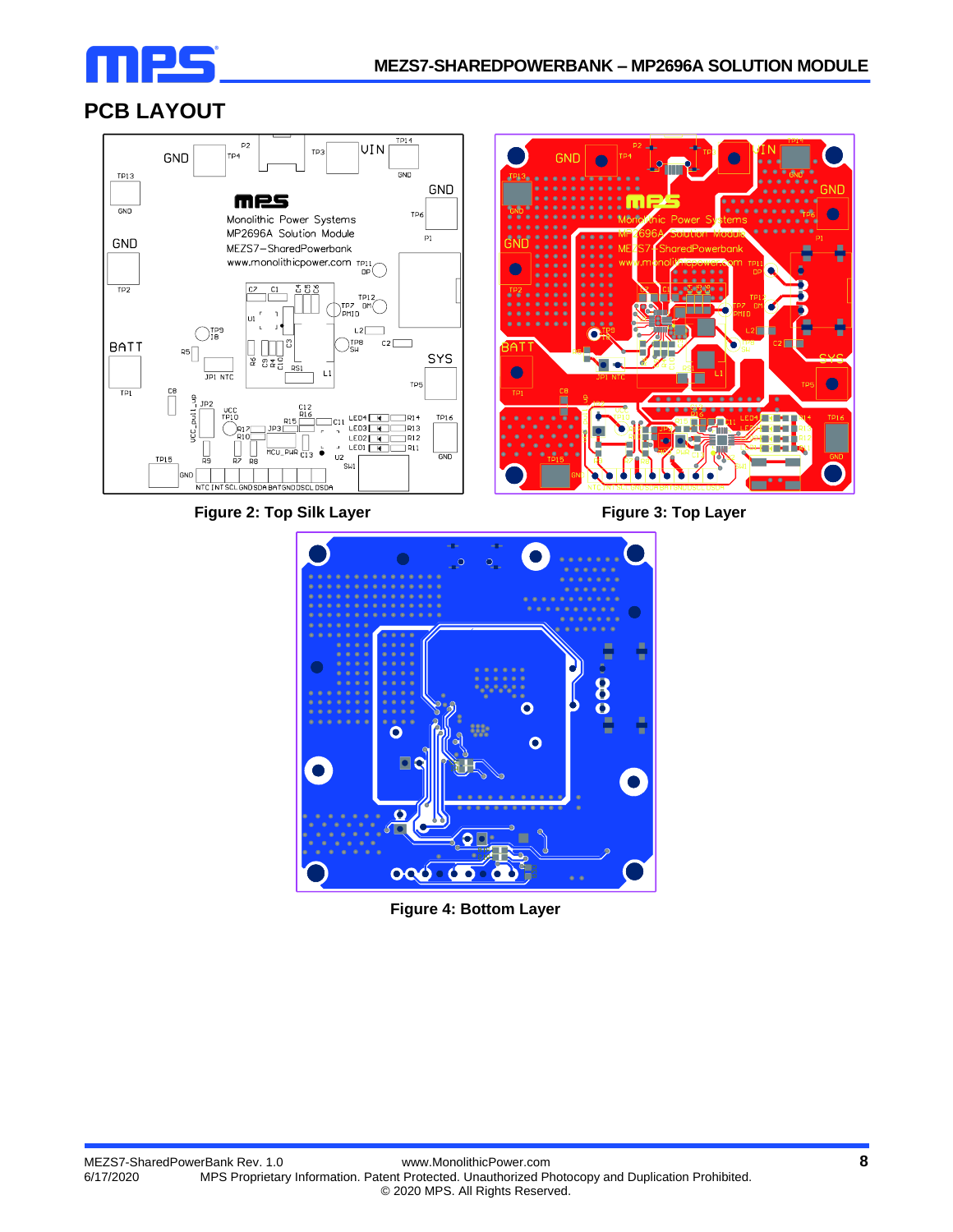## PCB LAYOUT

Figure 2: Top Silk Layer

Figure 3: Top Layer

Figure 4: Bottom Layer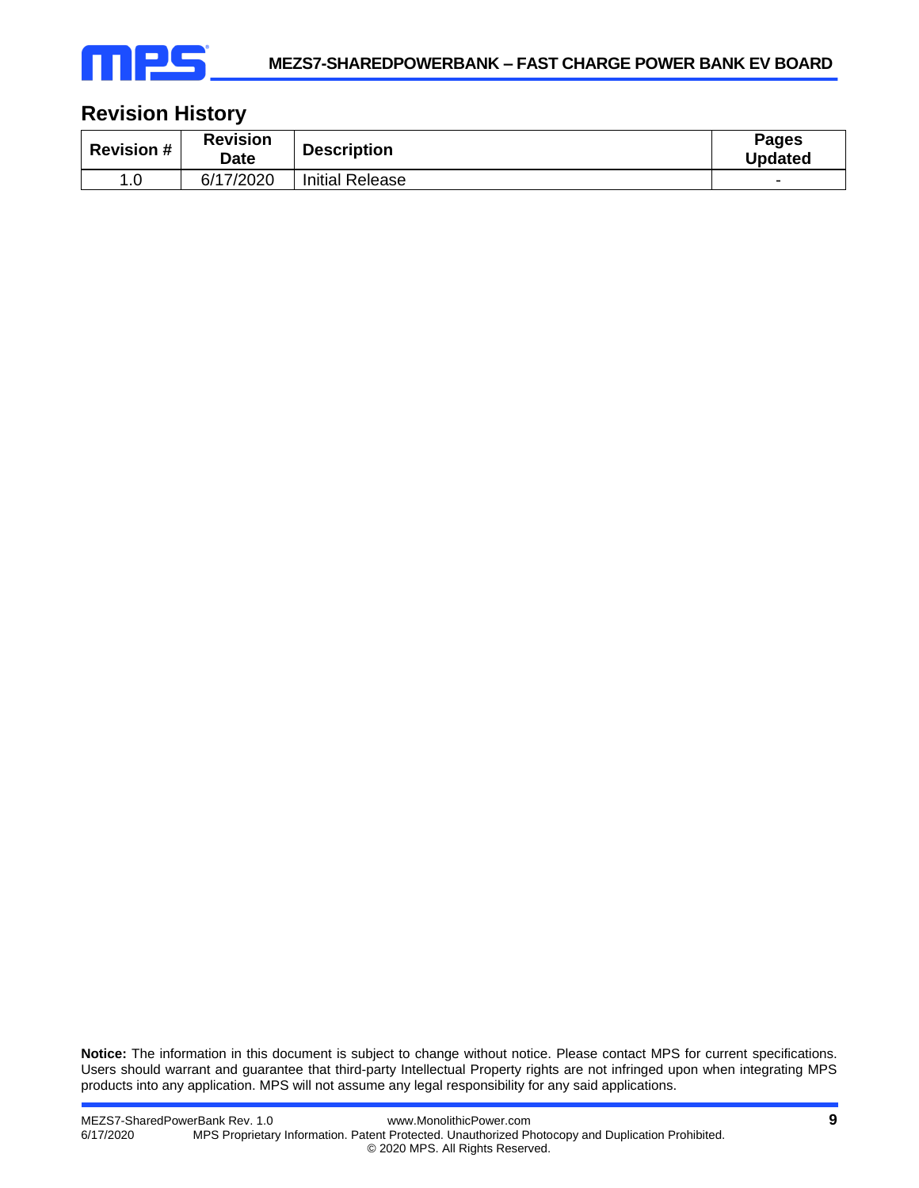## Revision History

| Revision # | Revision Date | Description | Pages Updated |
|---|---|---|---|
| 1.0 | 6/17/2020 | Initial Release | - |

**Notice:** The information in this document is subject to change without notice. Please contact MPS for current specifications. Users should warrant and guarantee that third-party Intellectual Property rights are not infringed upon when integrating MPS products into any application. MPS will not assume any legal responsibility for any said applications.